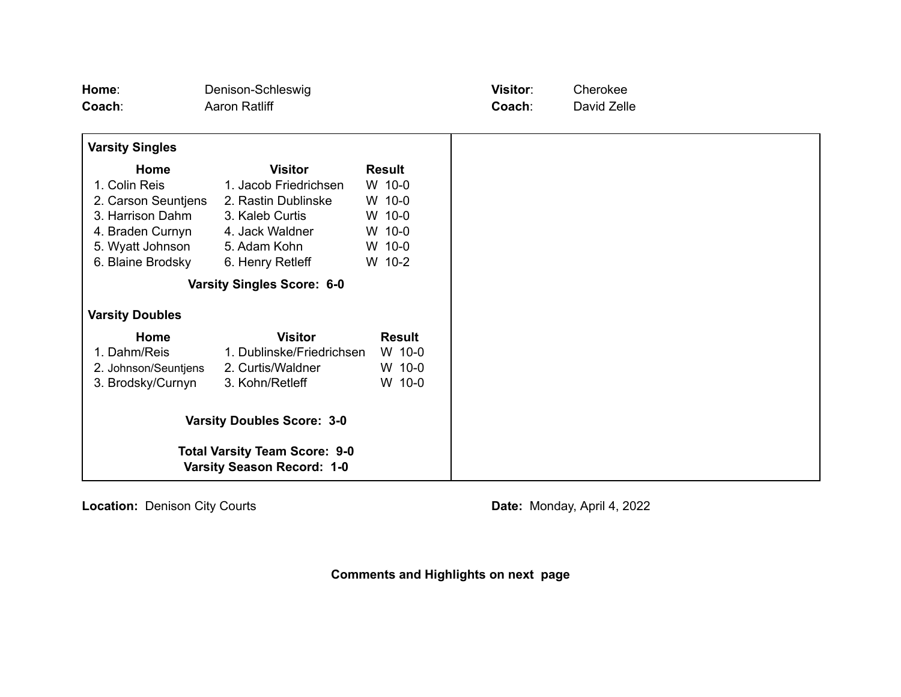**Home**: Denison-Schleswig

**Coach**: Aaron Ratliff

**Visitor**: Cherokee

**Coach**: David Zelle

**Varsity Singles**

| Home | Visitor | Result |
|---|---|---|
| 1. Colin Reis | 1. Jacob Friedrichsen | W 10-0 |
| 2. Carson Seuntjens | 2. Rastin Dublinske | W 10-0 |
| 3. Harrison Dahm | 3. Kaleb Curtis | W 10-0 |
| 4. Braden Curnyn | 4. Jack Waldner | W 10-0 |
| 5. Wyatt Johnson | 5. Adam Kohn | W 10-0 |
| 6. Blaine Brodsky | 6. Henry Retleff | W 10-2 |

**Varsity Singles Score: 6-0**

**Varsity Doubles**

| Home | Visitor | Result |
|---|---|---|
| 1. Dahm/Reis | 1. Dublinske/Friedrichsen | W 10-0 |
| 2. Johnson/Seuntjens | 2. Curtis/Waldner | W 10-0 |
| 3. Brodsky/Curnyn | 3. Kohn/Retleff | W 10-0 |

**Varsity Doubles Score: 3-0**

**Total Varsity Team Score: 9-0**

**Varsity Season Record: 1-0**

**Location:** Denison City Courts

**Date:** Monday, April 4, 2022

**Comments and Highlights on next page**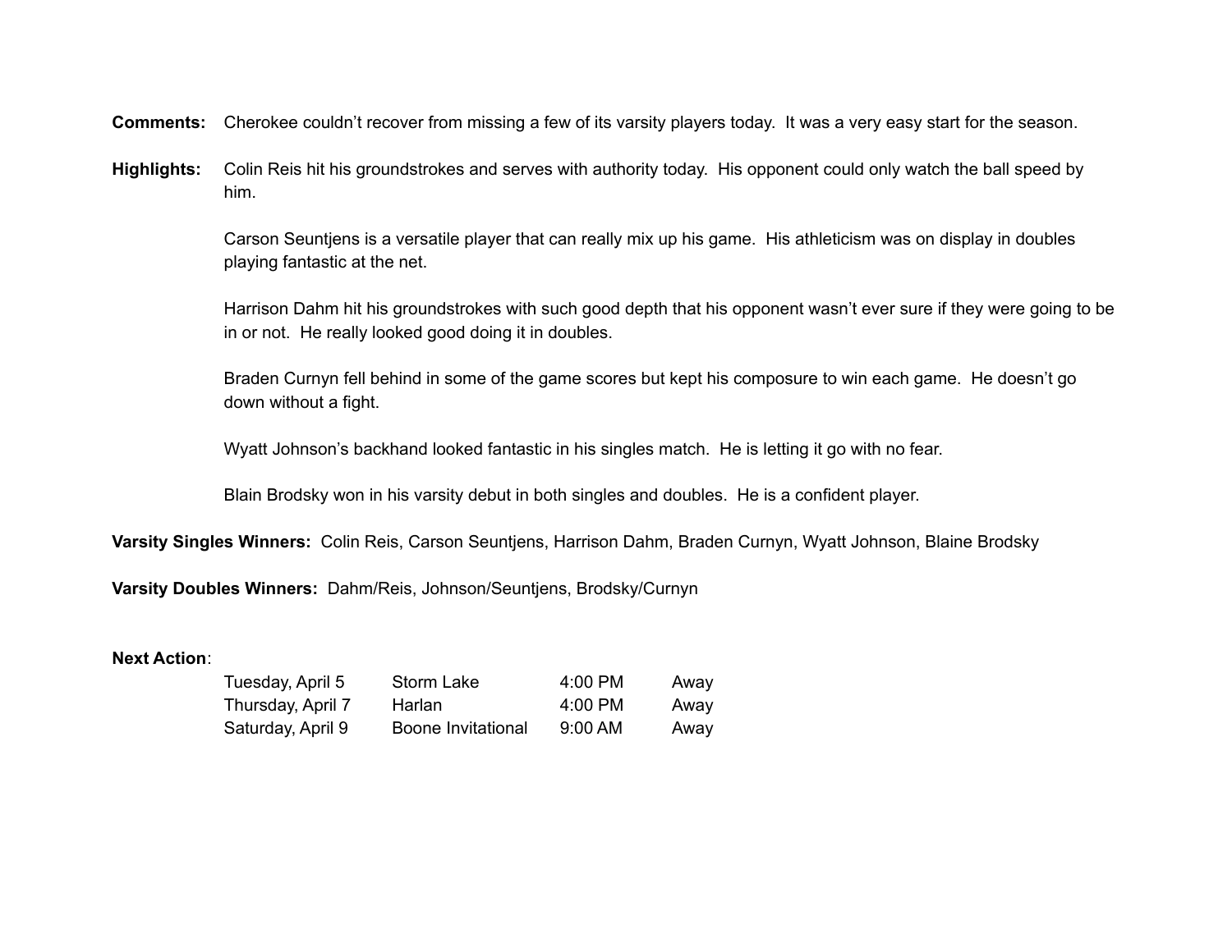**Comments:** Cherokee couldn't recover from missing a few of its varsity players today. It was a very easy start for the season.

**Highlights:** Colin Reis hit his groundstrokes and serves with authority today. His opponent could only watch the ball speed by him.

Carson Seuntjens is a versatile player that can really mix up his game. His athleticism was on display in doubles playing fantastic at the net.

Harrison Dahm hit his groundstrokes with such good depth that his opponent wasn't ever sure if they were going to be in or not. He really looked good doing it in doubles.

Braden Curnyn fell behind in some of the game scores but kept his composure to win each game. He doesn't go down without a fight.

Wyatt Johnson's backhand looked fantastic in his singles match. He is letting it go with no fear.

Blain Brodsky won in his varsity debut in both singles and doubles. He is a confident player.

**Varsity Singles Winners:** Colin Reis, Carson Seuntjens, Harrison Dahm, Braden Curnyn, Wyatt Johnson, Blaine Brodsky

**Varsity Doubles Winners:** Dahm/Reis, Johnson/Seuntjens, Brodsky/Curnyn

**Next Action**:

| | | | |
|---|---|---|---|
| Tuesday, April 5 | Storm Lake | 4:00 PM | Away |
| Thursday, April 7 | Harlan | 4:00 PM | Away |
| Saturday, April 9 | Boone Invitational | 9:00 AM | Away |